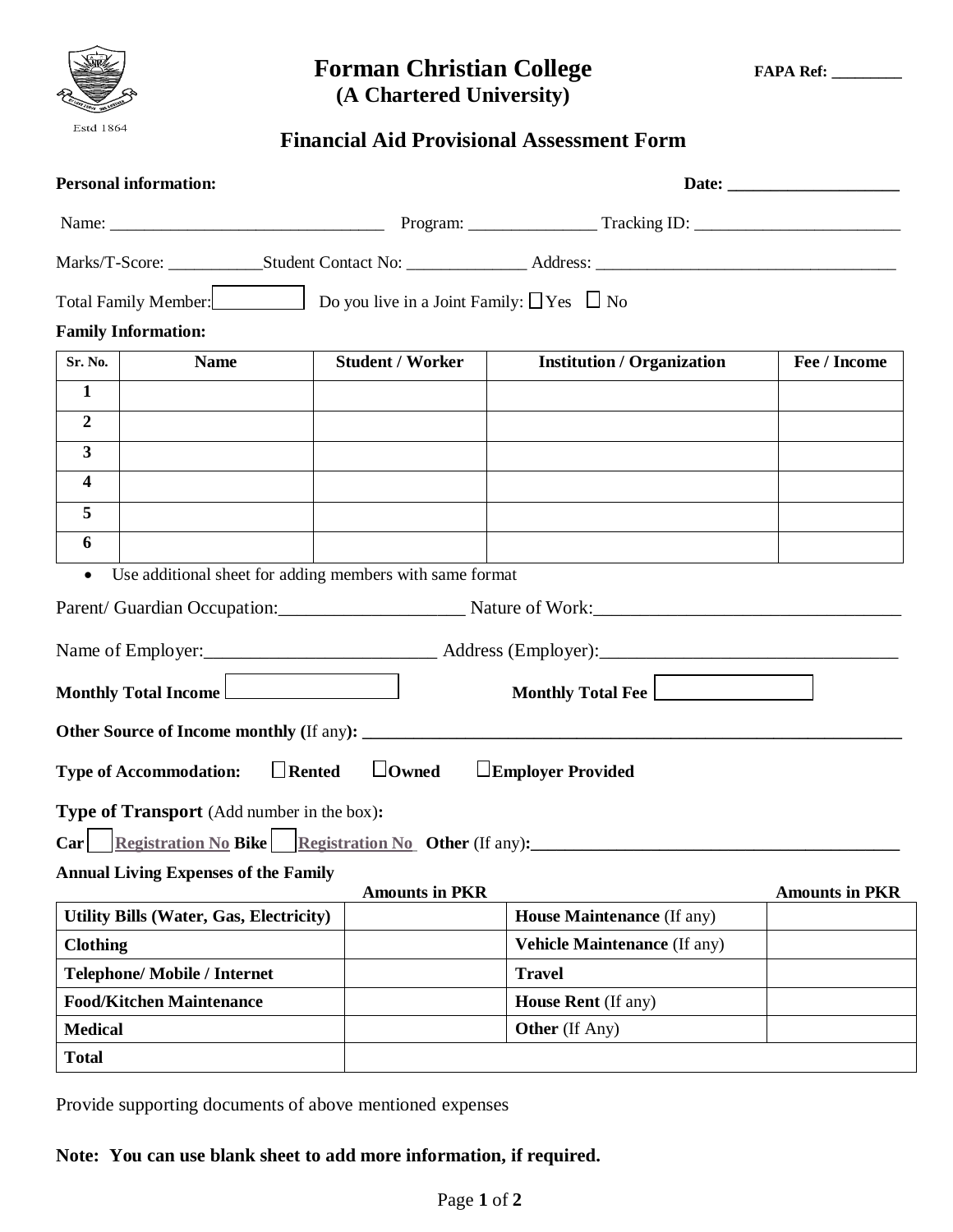# Forman Christian College
## (A Chartered University)

Estd 1864

**FAPA Ref:** ________

## Financial Aid Provisional Assessment Form

**Personal information:** **Date:** ____________________

Name: ________________________________ Program: _______________ Tracking ID: ________________________

Marks/T-Score: ___________Student Contact No: ______________ Address: ___________________________________

Total Family Member: ☐ Do you live in a Joint Family: ☐ Yes ☐ No

**Family Information:**

| Sr. No. | Name | Student / Worker | Institution / Organization | Fee / Income |
|---|---|---|---|---|
| 1 | | | | |
| 2 | | | | |
| 3 | | | | |
| 4 | | | | |
| 5 | | | | |
| 6 | | | | |

- Use additional sheet for adding members with same format

Parent/ Guardian Occupation:____________________ Nature of Work:__________________________________

Name of Employer:_________________________ Address (Employer):________________________________

**Monthly Total Income** ☐ **Monthly Total Fee** ☐

**Other Source of Income monthly (**If any**):** _________________________________________________________________

**Type of Accommodation:** ☐ **Rented** ☐ **Owned** ☐ **Employer Provided**

**Type of Transport** (Add number in the box)**:**

**Car** ☐ Registration No **Bike** ☐ Registration No **Other** (If any)**:**__________________________________________

**Annual Living Expenses of the Family**

| | Amounts in PKR | | Amounts in PKR |
|---|---|---|---|
| **Utility Bills (Water, Gas, Electricity)** | | **House Maintenance** (If any) | |
| **Clothing** | | **Vehicle Maintenance** (If any) | |
| **Telephone/ Mobile / Internet** | | **Travel** | |
| **Food/Kitchen Maintenance** | | **House Rent** (If any) | |
| **Medical** | | **Other** (If Any) | |
| **Total** | | | |

Provide supporting documents of above mentioned expenses

**Note: You can use blank sheet to add more information, if required.**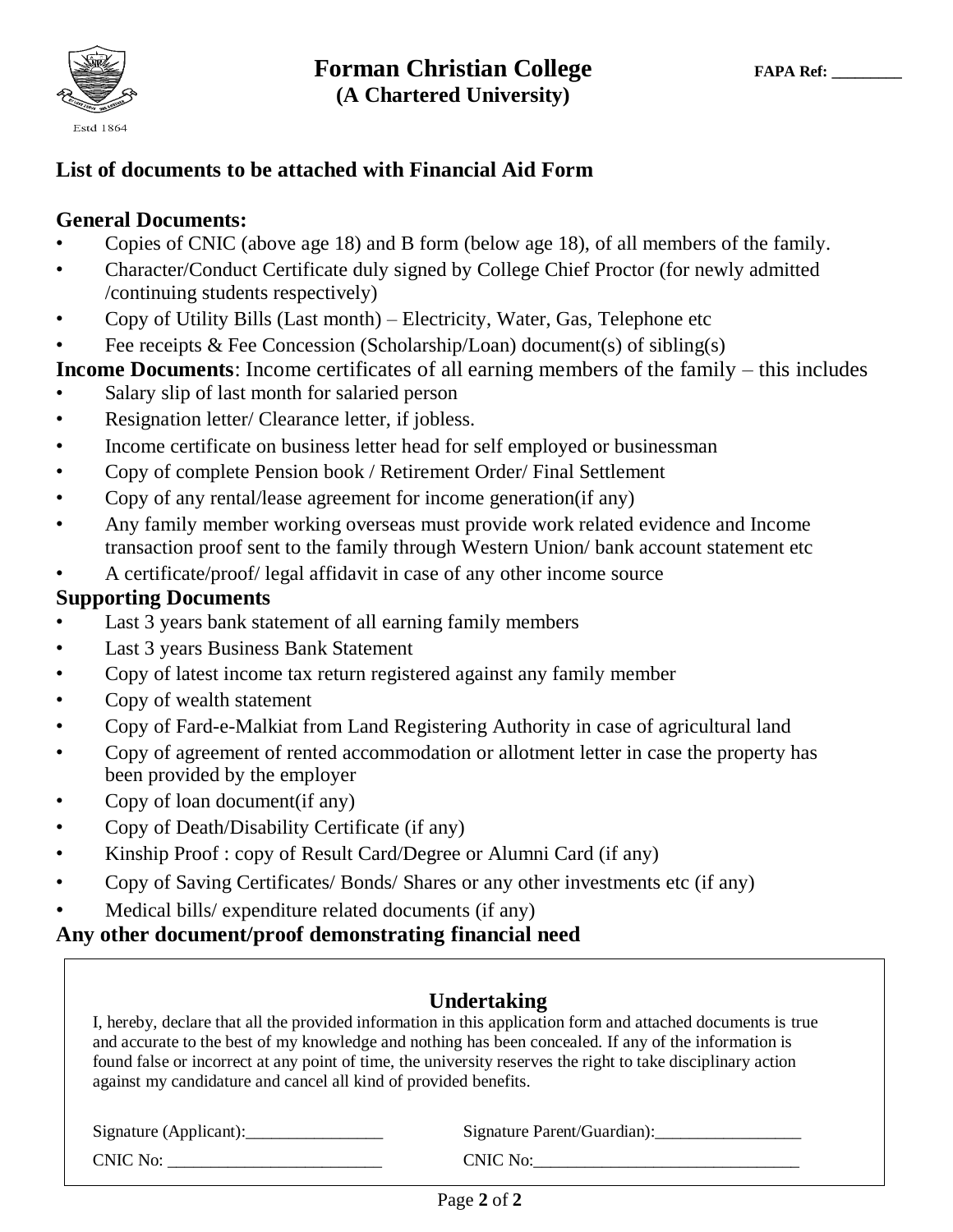**Forman Christian College**
**(A Chartered University)**

Estd 1864

**FAPA Ref: ________**

## List of documents to be attached with Financial Aid Form

### General Documents:

- Copies of CNIC (above age 18) and B form (below age 18), of all members of the family.
- Character/Conduct Certificate duly signed by College Chief Proctor (for newly admitted /continuing students respectively)
- Copy of Utility Bills (Last month) – Electricity, Water, Gas, Telephone etc
- Fee receipts & Fee Concession (Scholarship/Loan) document(s) of sibling(s)

**Income Documents**: Income certificates of all earning members of the family – this includes

- Salary slip of last month for salaried person
- Resignation letter/ Clearance letter, if jobless.
- Income certificate on business letter head for self employed or businessman
- Copy of complete Pension book / Retirement Order/ Final Settlement
- Copy of any rental/lease agreement for income generation(if any)
- Any family member working overseas must provide work related evidence and Income transaction proof sent to the family through Western Union/ bank account statement etc
- A certificate/proof/ legal affidavit in case of any other income source

### Supporting Documents

- Last 3 years bank statement of all earning family members
- Last 3 years Business Bank Statement
- Copy of latest income tax return registered against any family member
- Copy of wealth statement
- Copy of Fard-e-Malkiat from Land Registering Authority in case of agricultural land
- Copy of agreement of rented accommodation or allotment letter in case the property has been provided by the employer
- Copy of loan document(if any)
- Copy of Death/Disability Certificate (if any)
- Kinship Proof : copy of Result Card/Degree or Alumni Card (if any)
- Copy of Saving Certificates/ Bonds/ Shares or any other investments etc (if any)
- Medical bills/ expenditure related documents (if any)

**Any other document/proof demonstrating financial need**

### Undertaking

I, hereby, declare that all the provided information in this application form and attached documents is true and accurate to the best of my knowledge and nothing has been concealed. If any of the information is found false or incorrect at any point of time, the university reserves the right to take disciplinary action against my candidature and cancel all kind of provided benefits.

Signature (Applicant):________________ Signature Parent/Guardian):_________________

CNIC No: _________________________ CNIC No:________________________________